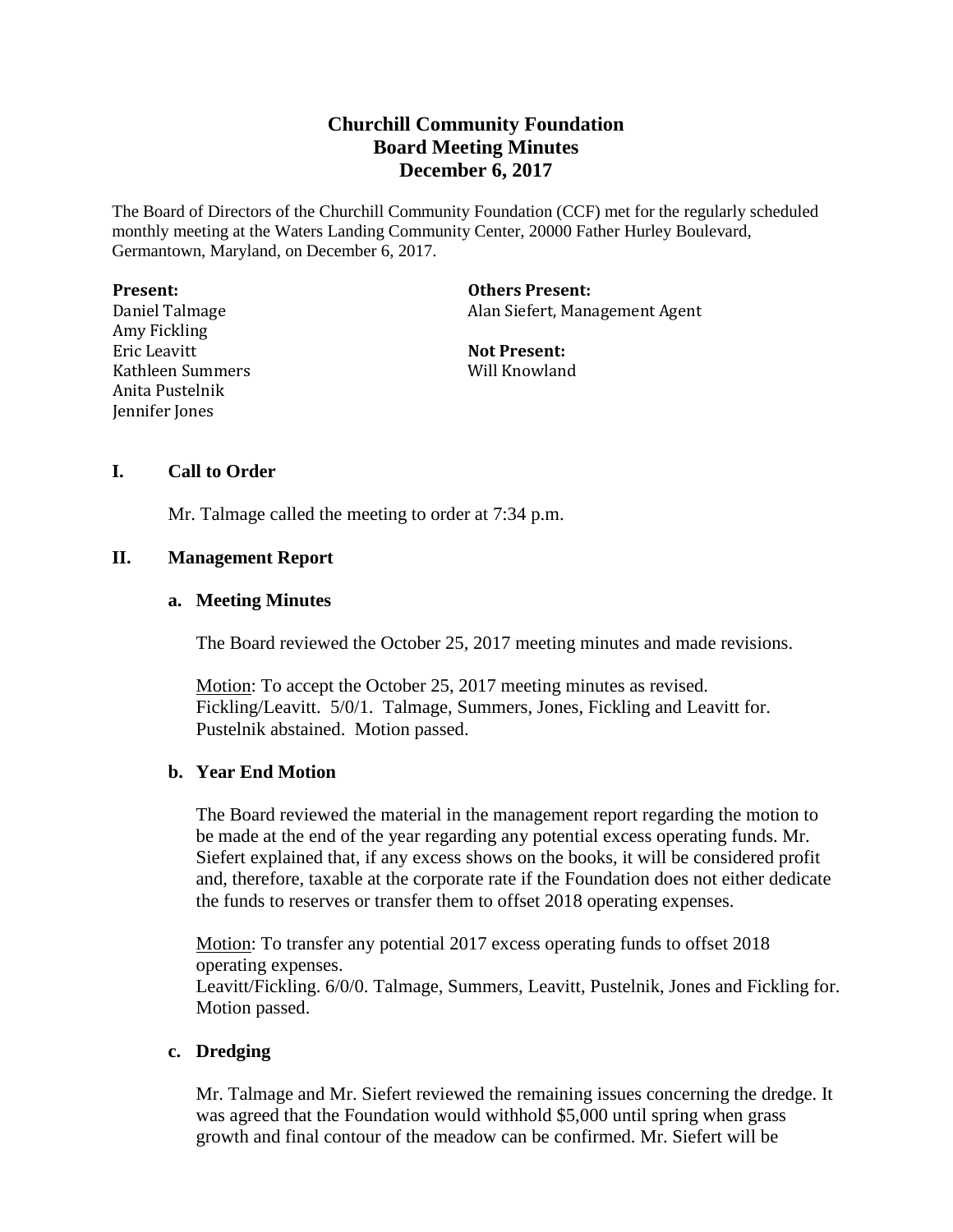# Churchill Community Foundation
## Board Meeting Minutes
## December 6, 2017

The Board of Directors of the Churchill Community Foundation (CCF) met for the regularly scheduled monthly meeting at the Waters Landing Community Center, 20000 Father Hurley Boulevard, Germantown, Maryland, on December 6, 2017.

**Present:**
Daniel Talmage
Amy Fickling
Eric Leavitt
Kathleen Summers
Anita Pustelnik
Jennifer Jones

**Others Present:**
Alan Siefert, Management Agent

**Not Present:**
Will Knowland

### I. Call to Order

Mr. Talmage called the meeting to order at 7:34 p.m.

### II. Management Report

#### a. Meeting Minutes

The Board reviewed the October 25, 2017 meeting minutes and made revisions.

Motion: To accept the October 25, 2017 meeting minutes as revised. Fickling/Leavitt. 5/0/1. Talmage, Summers, Jones, Fickling and Leavitt for. Pustelnik abstained. Motion passed.

#### b. Year End Motion

The Board reviewed the material in the management report regarding the motion to be made at the end of the year regarding any potential excess operating funds. Mr. Siefert explained that, if any excess shows on the books, it will be considered profit and, therefore, taxable at the corporate rate if the Foundation does not either dedicate the funds to reserves or transfer them to offset 2018 operating expenses.

Motion: To transfer any potential 2017 excess operating funds to offset 2018 operating expenses.
Leavitt/Fickling. 6/0/0. Talmage, Summers, Leavitt, Pustelnik, Jones and Fickling for. Motion passed.

#### c. Dredging

Mr. Talmage and Mr. Siefert reviewed the remaining issues concerning the dredge. It was agreed that the Foundation would withhold $5,000 until spring when grass growth and final contour of the meadow can be confirmed. Mr. Siefert will be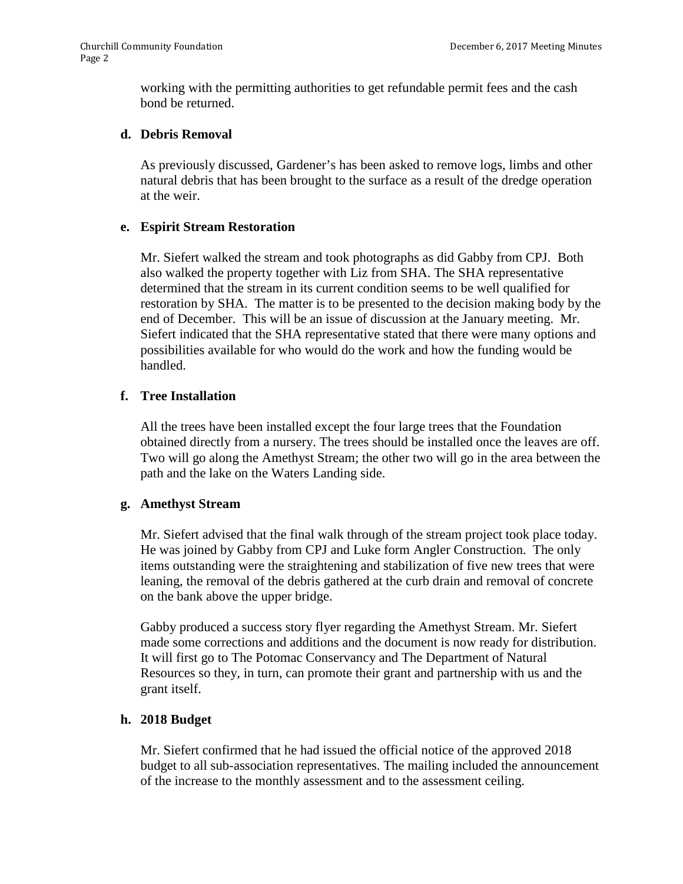working with the permitting authorities to get refundable permit fees and the cash bond be returned.

**d. Debris Removal**

As previously discussed, Gardener's has been asked to remove logs, limbs and other natural debris that has been brought to the surface as a result of the dredge operation at the weir.

**e. Espirit Stream Restoration**

Mr. Siefert walked the stream and took photographs as did Gabby from CPJ. Both also walked the property together with Liz from SHA. The SHA representative determined that the stream in its current condition seems to be well qualified for restoration by SHA. The matter is to be presented to the decision making body by the end of December. This will be an issue of discussion at the January meeting. Mr. Siefert indicated that the SHA representative stated that there were many options and possibilities available for who would do the work and how the funding would be handled.

**f. Tree Installation**

All the trees have been installed except the four large trees that the Foundation obtained directly from a nursery. The trees should be installed once the leaves are off. Two will go along the Amethyst Stream; the other two will go in the area between the path and the lake on the Waters Landing side.

**g. Amethyst Stream**

Mr. Siefert advised that the final walk through of the stream project took place today. He was joined by Gabby from CPJ and Luke form Angler Construction. The only items outstanding were the straightening and stabilization of five new trees that were leaning, the removal of the debris gathered at the curb drain and removal of concrete on the bank above the upper bridge.

Gabby produced a success story flyer regarding the Amethyst Stream. Mr. Siefert made some corrections and additions and the document is now ready for distribution. It will first go to The Potomac Conservancy and The Department of Natural Resources so they, in turn, can promote their grant and partnership with us and the grant itself.

**h. 2018 Budget**

Mr. Siefert confirmed that he had issued the official notice of the approved 2018 budget to all sub-association representatives. The mailing included the announcement of the increase to the monthly assessment and to the assessment ceiling.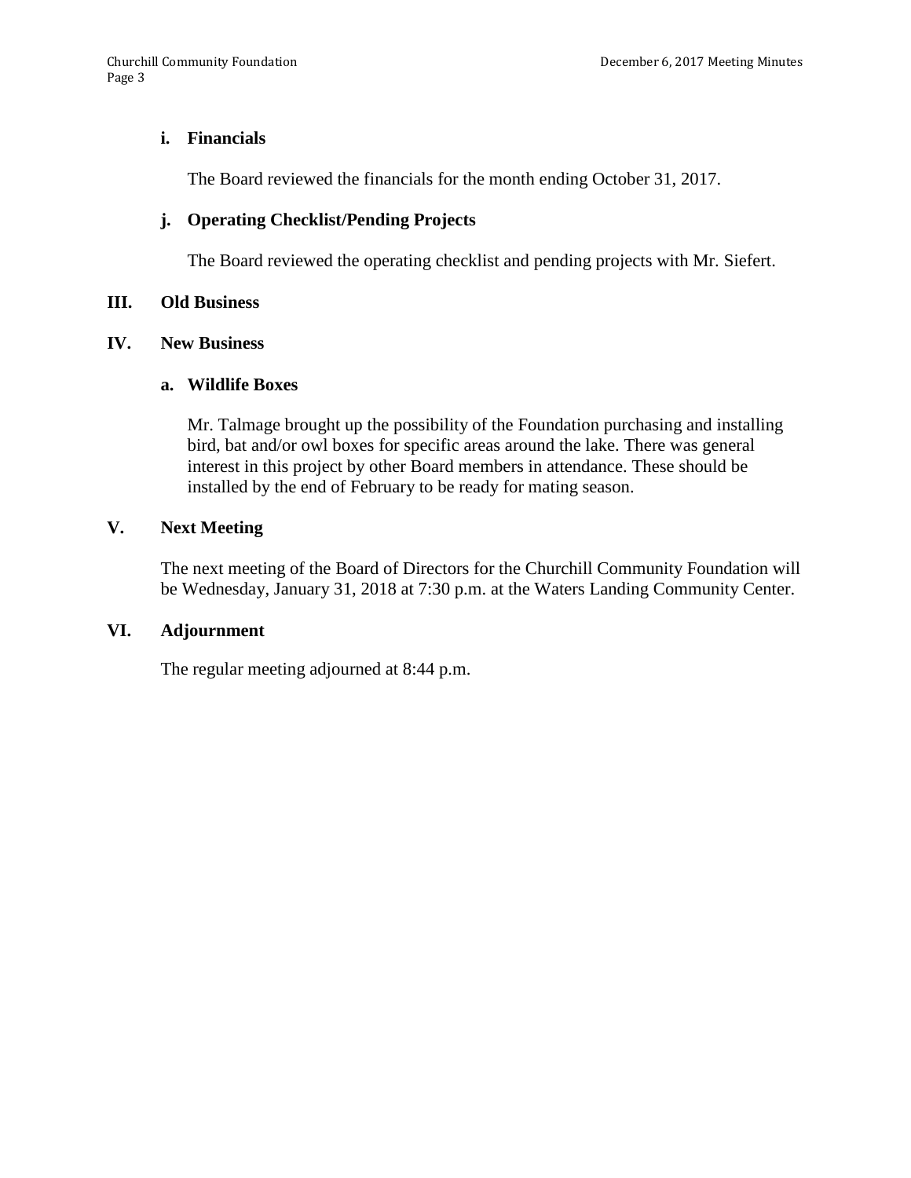**i. Financials**

The Board reviewed the financials for the month ending October 31, 2017.

**j. Operating Checklist/Pending Projects**

The Board reviewed the operating checklist and pending projects with Mr. Siefert.

## III. Old Business

## IV. New Business

**a. Wildlife Boxes**

Mr. Talmage brought up the possibility of the Foundation purchasing and installing bird, bat and/or owl boxes for specific areas around the lake. There was general interest in this project by other Board members in attendance. These should be installed by the end of February to be ready for mating season.

## V. Next Meeting

The next meeting of the Board of Directors for the Churchill Community Foundation will be Wednesday, January 31, 2018 at 7:30 p.m. at the Waters Landing Community Center.

## VI. Adjournment

The regular meeting adjourned at 8:44 p.m.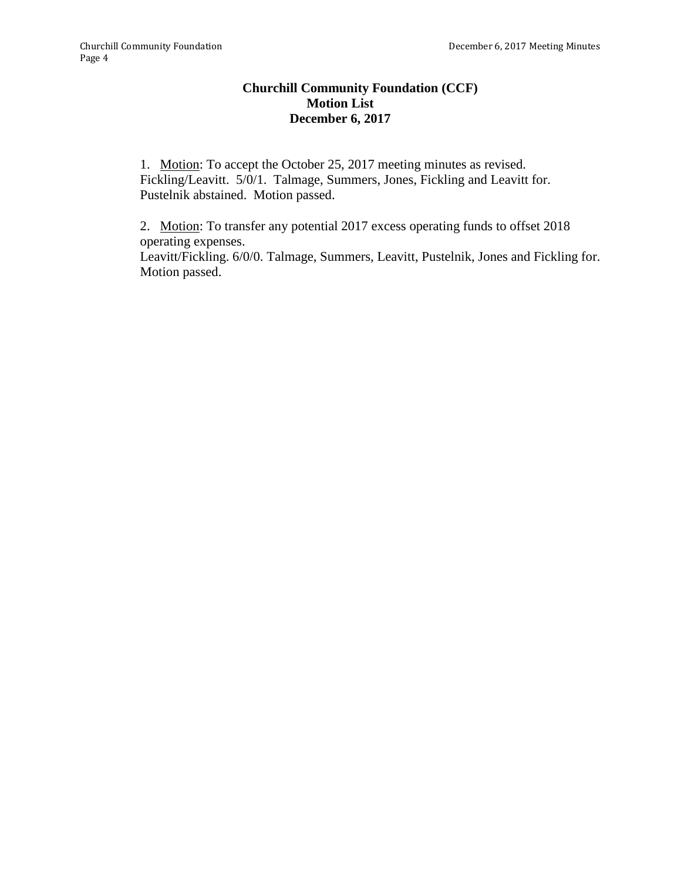**Churchill Community Foundation (CCF)**
**Motion List**
**December 6, 2017**

1. Motion: To accept the October 25, 2017 meeting minutes as revised.
Fickling/Leavitt. 5/0/1. Talmage, Summers, Jones, Fickling and Leavitt for.
Pustelnik abstained. Motion passed.

2. Motion: To transfer any potential 2017 excess operating funds to offset 2018 operating expenses.
Leavitt/Fickling. 6/0/0. Talmage, Summers, Leavitt, Pustelnik, Jones and Fickling for.
Motion passed.